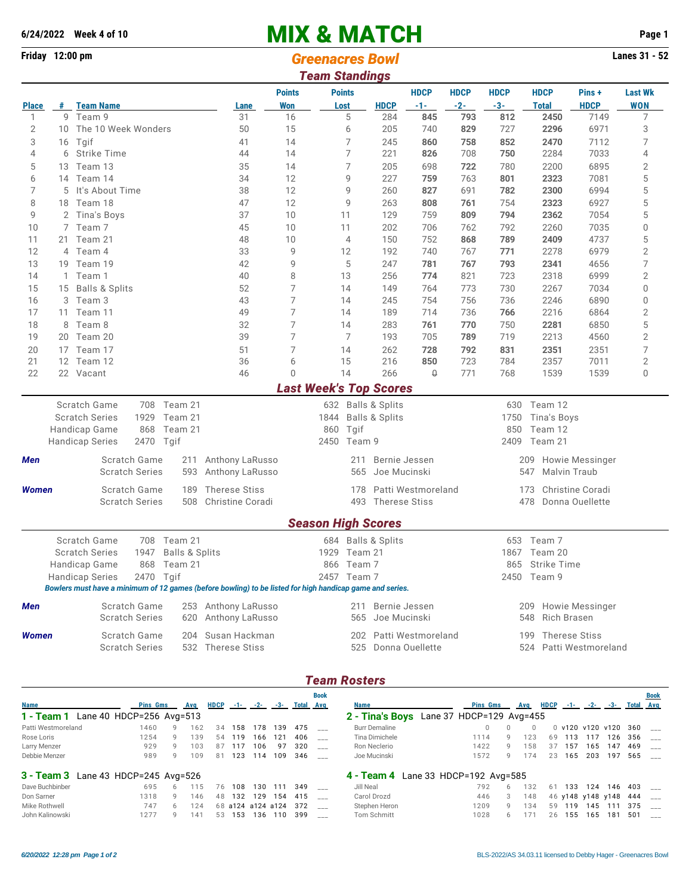**6/24/2022 Week 4 of 10**

# MIX & MATCH

**Friday 12:00 pm** — ***Greenacres Bowl*** — **Lanes 31 - 52**

## *Team Standings*

| Place | # | Team Name | Lane | Points Won | Points Lost | HDCP | HDCP -1- | HDCP -2- | HDCP -3- | HDCP Total | Pins + HDCP | Last Wk WON |
|---|---|---|---|---|---|---|---|---|---|---|---|---|
| 1 | 9 | Team 9 | 31 | 16 | 5 | 284 | **845** | **793** | **812** | **2450** | 7149 | 7 |
| 2 | 10 | The 10 Week Wonders | 50 | 15 | 6 | 205 | 740 | **829** | 727 | **2296** | 6971 | 3 |
| 3 | 16 | Tgif | 41 | 14 | 7 | 245 | **860** | **758** | **852** | **2470** | 7112 | 7 |
| 4 | 6 | Strike Time | 44 | 14 | 7 | 221 | **826** | 708 | **750** | 2284 | 7033 | 4 |
| 5 | 13 | Team 13 | 35 | 14 | 7 | 205 | 698 | **722** | 780 | 2200 | 6895 | 2 |
| 6 | 14 | Team 14 | 34 | 12 | 9 | 227 | **759** | 763 | **801** | **2323** | 7081 | 5 |
| 7 | 5 | It's About Time | 38 | 12 | 9 | 260 | **827** | 691 | **782** | **2300** | 6994 | 5 |
| 8 | 18 | Team 18 | 47 | 12 | 9 | 263 | **808** | **761** | 754 | **2323** | 6927 | 5 |
| 9 | 2 | Tina's Boys | 37 | 10 | 11 | 129 | 759 | **809** | **794** | **2362** | 7054 | 5 |
| 10 | 7 | Team 7 | 45 | 10 | 11 | 202 | 706 | 762 | 792 | 2260 | 7035 | 0 |
| 11 | 21 | Team 21 | 48 | 10 | 4 | 150 | 752 | **868** | **789** | **2409** | 4737 | 5 |
| 12 | 4 | Team 4 | 33 | 9 | 12 | 192 | 740 | 767 | **771** | 2278 | 6979 | 2 |
| 13 | 19 | Team 19 | 42 | 9 | 5 | 247 | **781** | **767** | **793** | **2341** | 4656 | 7 |
| 14 | 1 | Team 1 | 40 | 8 | 13 | 256 | **774** | 821 | 723 | 2318 | 6999 | 2 |
| 15 | 15 | Balls & Splits | 52 | 7 | 14 | 149 | 764 | 773 | 730 | 2267 | 7034 | 0 |
| 16 | 3 | Team 3 | 43 | 7 | 14 | 245 | 754 | 756 | 736 | 2246 | 6890 | 0 |
| 17 | 11 | Team 11 | 49 | 7 | 14 | 189 | 714 | 736 | **766** | 2216 | 6864 | 2 |
| 18 | 8 | Team 8 | 32 | 7 | 14 | 283 | **761** | **770** | 750 | **2281** | 6850 | 5 |
| 19 | 20 | Team 20 | 39 | 7 | 7 | 193 | 705 | **789** | 719 | 2213 | 4560 | 2 |
| 20 | 17 | Team 17 | 51 | 7 | 14 | 262 | **728** | **792** | **831** | **2351** | 2351 | 7 |
| 21 | 12 | Team 12 | 36 | 6 | 15 | 216 | **850** | 723 | 784 | 2357 | 7011 | 2 |
| 22 | 22 | Vacant | 46 | 0 | 14 | 266 | 0 | 771 | 768 | 1539 | 1539 | 0 |

## *Last Week's Top Scores*

| | | | | | | |
|---|---|---|---|---|---|---|
| Scratch Game | 708 | Team 21 | 632 | Balls & Splits | 630 | Team 12 |
| Scratch Series | 1929 | Team 21 | 1844 | Balls & Splits | 1750 | Tina's Boys |
| Handicap Game | 868 | Team 21 | 860 | Tgif | 850 | Team 12 |
| Handicap Series | 2470 | Tgif | 2450 | Team 9 | 2409 | Team 21 |

| | | | | | | | |
|---|---|---|---|---|---|---|---|
| ***Men*** | Scratch Game | 211 | Anthony LaRusso | 211 | Bernie Jessen | 209 | Howie Messinger |
| | Scratch Series | 593 | Anthony LaRusso | 565 | Joe Mucinski | 547 | Malvin Traub |
| ***Women*** | Scratch Game | 189 | Therese Stiss | 178 | Patti Westmoreland | 173 | Christine Coradi |
| | Scratch Series | 508 | Christine Coradi | 493 | Therese Stiss | 478 | Donna Ouellette |

## *Season High Scores*

| | | | | | | |
|---|---|---|---|---|---|---|
| Scratch Game | 708 | Team 21 | 684 | Balls & Splits | 653 | Team 7 |
| Scratch Series | 1947 | Balls & Splits | 1929 | Team 21 | 1867 | Team 20 |
| Handicap Game | 868 | Team 21 | 866 | Team 7 | 865 | Strike Time |
| Handicap Series | 2470 | Tgif | 2457 | Team 7 | 2450 | Team 9 |

*Bowlers must have a minimum of 12 games (before bowling) to be listed for high handicap game and series.*

| | | | | | | | |
|---|---|---|---|---|---|---|---|
| ***Men*** | Scratch Game | 253 | Anthony LaRusso | 211 | Bernie Jessen | 209 | Howie Messinger |
| | Scratch Series | 620 | Anthony LaRusso | 565 | Joe Mucinski | 548 | Rich Brasen |
| ***Women*** | Scratch Game | 204 | Susan Hackman | 202 | Patti Westmoreland | 199 | Therese Stiss |
| | Scratch Series | 532 | Therese Stiss | 525 | Donna Ouellette | 524 | Patti Westmoreland |

## *Team Rosters*

### 1 - Team 1 — Lane 40 HDCP=256 Avg=513

| Name | Pins | Gms | Avg | HDCP | -1- | -2- | -3- | Total | Book Avg |
|---|---|---|---|---|---|---|---|---|---|
| Patti Westmoreland | 1460 | 9 | 162 | 34 | 158 | 178 | 139 | 475 | ___ |
| Rose Loris | 1254 | 9 | 139 | 54 | 119 | 166 | 121 | 406 | ___ |
| Larry Menzer | 929 | 9 | 103 | 87 | 117 | 106 | 97 | 320 | ___ |
| Debbie Menzer | 989 | 9 | 109 | 81 | 123 | 114 | 109 | 346 | ___ |

### 2 - Tina's Boys — Lane 37 HDCP=129 Avg=455

| Name | Pins | Gms | Avg | HDCP | -1- | -2- | -3- | Total | Book Avg |
|---|---|---|---|---|---|---|---|---|---|
| Burr Demaline | 0 | 0 | 0 | 0 | v120 | v120 | v120 | 360 | ___ |
| Tina Dimichele | 1114 | 9 | 123 | 69 | 113 | 117 | 126 | 356 | ___ |
| Ron Neclerio | 1422 | 9 | 158 | 37 | 157 | 165 | 147 | 469 | ___ |
| Joe Mucinski | 1572 | 9 | 174 | 23 | 165 | 203 | 197 | 565 | ___ |

### 3 - Team 3 — Lane 43 HDCP=245 Avg=526

| Name | Pins | Gms | Avg | HDCP | -1- | -2- | -3- | Total | Book Avg |
|---|---|---|---|---|---|---|---|---|---|
| Dave Buchbinber | 695 | 6 | 115 | 76 | 108 | 130 | 111 | 349 | ___ |
| Don Sarner | 1318 | 9 | 146 | 48 | 132 | 129 | 154 | 415 | ___ |
| Mike Rothwell | 747 | 6 | 124 | 68 | a124 | a124 | a124 | 372 | ___ |
| John Kalinowski | 1277 | 9 | 141 | 53 | 153 | 136 | 110 | 399 | ___ |

### 4 - Team 4 — Lane 33 HDCP=192 Avg=585

| Name | Pins | Gms | Avg | HDCP | -1- | -2- | -3- | Total | Book Avg |
|---|---|---|---|---|---|---|---|---|---|
| Jill Neal | 792 | 6 | 132 | 61 | 133 | 124 | 146 | 403 | ___ |
| Carol Drozd | 446 | 3 | 148 | 46 | y148 | y148 | y148 | 444 | ___ |
| Stephen Heron | 1209 | 9 | 134 | 59 | 119 | 145 | 111 | 375 | ___ |
| Tom Schmitt | 1028 | 6 | 171 | 26 | 155 | 165 | 181 | 501 | ___ |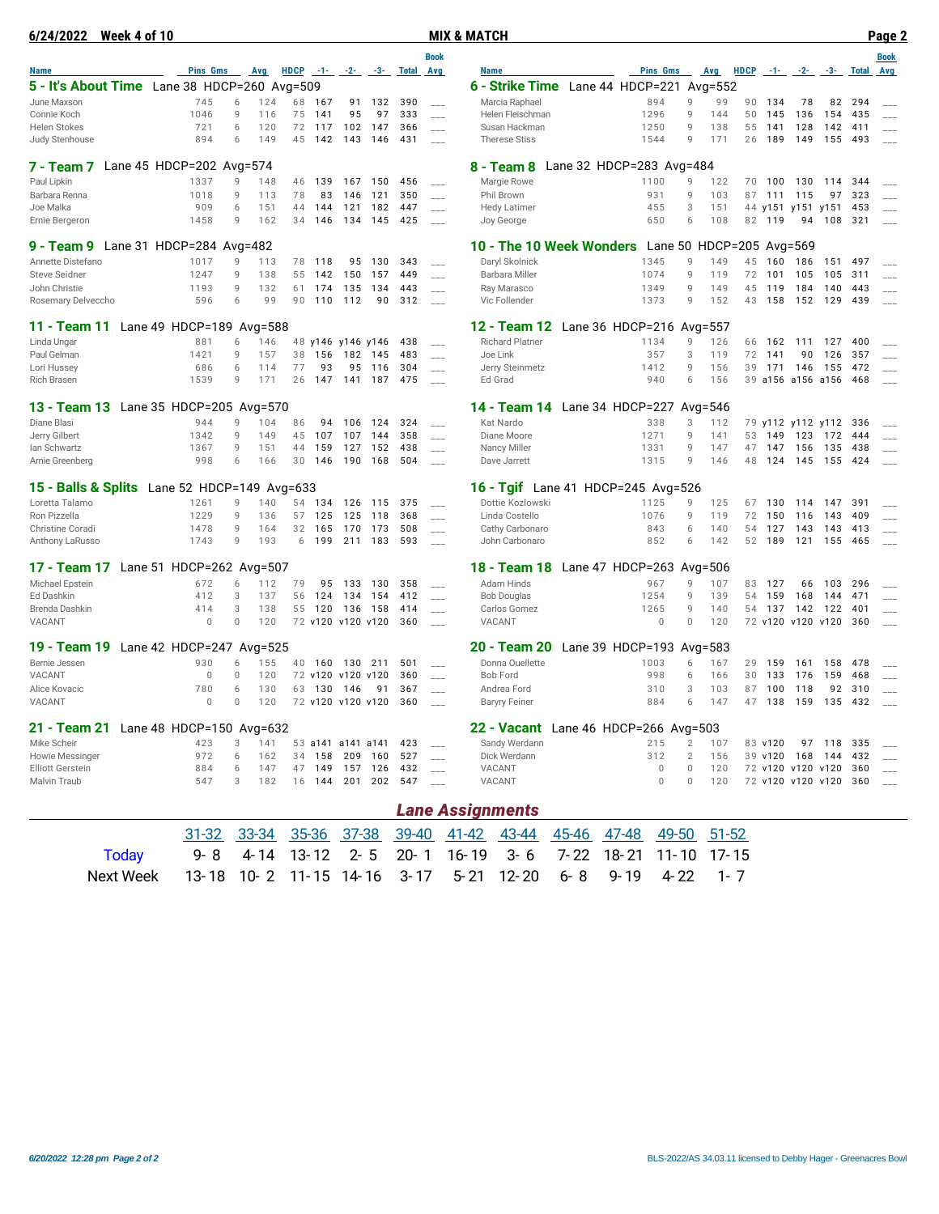**6/24/2022 Week 4 of 10** — **MIX & MATCH**

### 5 - It's About Time  Lane 38 HDCP=260 Avg=509

| Name | Pins | Gms | Avg | HDCP | -1- | -2- | -3- | Total | Book Avg |
|---|---|---|---|---|---|---|---|---|---|
| June Maxson | 745 | 6 | 124 | 68 | 167 | 91 | 132 | 390 | ___ |
| Connie Koch | 1046 | 9 | 116 | 75 | 141 | 95 | 97 | 333 | ___ |
| Helen Stokes | 721 | 6 | 120 | 72 | 117 | 102 | 147 | 366 | ___ |
| Judy Stenhouse | 894 | 6 | 149 | 45 | 142 | 143 | 146 | 431 | ___ |

### 6 - Strike Time  Lane 44 HDCP=221 Avg=552

| Name | Pins | Gms | Avg | HDCP | -1- | -2- | -3- | Total | Book Avg |
|---|---|---|---|---|---|---|---|---|---|
| Marcia Raphael | 894 | 9 | 99 | 90 | 134 | 78 | 82 | 294 | ___ |
| Helen Fleischman | 1296 | 9 | 144 | 50 | 145 | 136 | 154 | 435 | ___ |
| Susan Hackman | 1250 | 9 | 138 | 55 | 141 | 128 | 142 | 411 | ___ |
| Therese Stiss | 1544 | 9 | 171 | 26 | 189 | 149 | 155 | 493 | ___ |

### 7 - Team 7  Lane 45 HDCP=202 Avg=574

| Name | Pins | Gms | Avg | HDCP | -1- | -2- | -3- | Total | Book Avg |
|---|---|---|---|---|---|---|---|---|---|
| Paul Lipkin | 1337 | 9 | 148 | 46 | 139 | 167 | 150 | 456 | ___ |
| Barbara Renna | 1018 | 9 | 113 | 78 | 83 | 146 | 121 | 350 | ___ |
| Joe Malka | 909 | 6 | 151 | 44 | 144 | 121 | 182 | 447 | ___ |
| Ernie Bergeron | 1458 | 9 | 162 | 34 | 146 | 134 | 145 | 425 | ___ |

### 8 - Team 8  Lane 32 HDCP=283 Avg=484

| Name | Pins | Gms | Avg | HDCP | -1- | -2- | -3- | Total | Book Avg |
|---|---|---|---|---|---|---|---|---|---|
| Margie Rowe | 1100 | 9 | 122 | 70 | 100 | 130 | 114 | 344 | ___ |
| Phil Brown | 931 | 9 | 103 | 87 | 111 | 115 | 97 | 323 | ___ |
| Hedy Latimer | 455 | 3 | 151 | 44 | y151 | y151 | y151 | 453 | ___ |
| Joy George | 650 | 6 | 108 | 82 | 119 | 94 | 108 | 321 | ___ |

### 9 - Team 9  Lane 31 HDCP=284 Avg=482

| Name | Pins | Gms | Avg | HDCP | -1- | -2- | -3- | Total | Book Avg |
|---|---|---|---|---|---|---|---|---|---|
| Annette Distefano | 1017 | 9 | 113 | 78 | 118 | 95 | 130 | 343 | ___ |
| Steve Seidner | 1247 | 9 | 138 | 55 | 142 | 150 | 157 | 449 | ___ |
| John Christie | 1193 | 9 | 132 | 61 | 174 | 135 | 134 | 443 | ___ |
| Rosemary Delvecchio | 596 | 6 | 99 | 90 | 110 | 112 | 90 | 312 | ___ |

### 10 - The 10 Week Wonders  Lane 50 HDCP=205 Avg=569

| Name | Pins | Gms | Avg | HDCP | -1- | -2- | -3- | Total | Book Avg |
|---|---|---|---|---|---|---|---|---|---|
| Daryl Skolnick | 1345 | 9 | 149 | 45 | 160 | 186 | 151 | 497 | ___ |
| Barbara Miller | 1074 | 9 | 119 | 72 | 101 | 105 | 105 | 311 | ___ |
| Ray Marasco | 1349 | 9 | 149 | 45 | 119 | 184 | 140 | 443 | ___ |
| Vic Follender | 1373 | 9 | 152 | 43 | 158 | 152 | 129 | 439 | ___ |

### 11 - Team 11  Lane 49 HDCP=189 Avg=588

| Name | Pins | Gms | Avg | HDCP | -1- | -2- | -3- | Total | Book Avg |
|---|---|---|---|---|---|---|---|---|---|
| Linda Ungar | 881 | 6 | 146 | 48 | y146 | y146 | y146 | 438 | ___ |
| Paul Gelman | 1421 | 9 | 157 | 38 | 156 | 182 | 145 | 483 | ___ |
| Lori Hussey | 686 | 6 | 114 | 77 | 93 | 95 | 116 | 304 | ___ |
| Rich Brasen | 1539 | 9 | 171 | 26 | 147 | 141 | 187 | 475 | ___ |

### 12 - Team 12  Lane 36 HDCP=216 Avg=557

| Name | Pins | Gms | Avg | HDCP | -1- | -2- | -3- | Total | Book Avg |
|---|---|---|---|---|---|---|---|---|---|
| Richard Platner | 1134 | 9 | 126 | 66 | 162 | 111 | 127 | 400 | ___ |
| Joe Link | 357 | 3 | 119 | 72 | 141 | 90 | 126 | 357 | ___ |
| Jerry Steinmetz | 1412 | 9 | 156 | 39 | 171 | 146 | 155 | 472 | ___ |
| Ed Grad | 940 | 6 | 156 | 39 | a156 | a156 | a156 | 468 | ___ |

### 13 - Team 13  Lane 35 HDCP=205 Avg=570

| Name | Pins | Gms | Avg | HDCP | -1- | -2- | -3- | Total | Book Avg |
|---|---|---|---|---|---|---|---|---|---|
| Diane Blasi | 944 | 9 | 104 | 86 | 94 | 106 | 124 | 324 | ___ |
| Jerry Gilbert | 1342 | 9 | 149 | 45 | 107 | 107 | 144 | 358 | ___ |
| Ian Schwartz | 1367 | 9 | 151 | 44 | 159 | 127 | 152 | 438 | ___ |
| Arnie Greenberg | 998 | 6 | 166 | 30 | 146 | 190 | 168 | 504 | ___ |

### 14 - Team 14  Lane 34 HDCP=227 Avg=546

| Name | Pins | Gms | Avg | HDCP | -1- | -2- | -3- | Total | Book Avg |
|---|---|---|---|---|---|---|---|---|---|
| Kat Nardo | 338 | 3 | 112 | 79 | y112 | y112 | y112 | 336 | ___ |
| Diane Moore | 1271 | 9 | 141 | 53 | 149 | 123 | 172 | 444 | ___ |
| Nancy Miller | 1331 | 9 | 147 | 47 | 147 | 156 | 135 | 438 | ___ |
| Dave Jarrett | 1315 | 9 | 146 | 48 | 124 | 145 | 155 | 424 | ___ |

### 15 - Balls & Splits  Lane 52 HDCP=149 Avg=633

| Name | Pins | Gms | Avg | HDCP | -1- | -2- | -3- | Total | Book Avg |
|---|---|---|---|---|---|---|---|---|---|
| Loretta Talamo | 1261 | 9 | 140 | 54 | 134 | 126 | 115 | 375 | ___ |
| Ron Pizzella | 1229 | 9 | 136 | 57 | 125 | 125 | 118 | 368 | ___ |
| Christine Coradi | 1478 | 9 | 164 | 32 | 165 | 170 | 173 | 508 | ___ |
| Anthony LaRusso | 1743 | 9 | 193 | 6 | 199 | 211 | 183 | 593 | ___ |

### 16 - Tgif  Lane 41 HDCP=245 Avg=526

| Name | Pins | Gms | Avg | HDCP | -1- | -2- | -3- | Total | Book Avg |
|---|---|---|---|---|---|---|---|---|---|
| Dottie Kozlowski | 1125 | 9 | 125 | 67 | 130 | 114 | 147 | 391 | ___ |
| Linda Costello | 1076 | 9 | 119 | 72 | 150 | 116 | 143 | 409 | ___ |
| Cathy Carbonaro | 843 | 6 | 140 | 54 | 127 | 143 | 143 | 413 | ___ |
| John Carbonaro | 852 | 6 | 142 | 52 | 189 | 121 | 155 | 465 | ___ |

### 17 - Team 17  Lane 51 HDCP=262 Avg=507

| Name | Pins | Gms | Avg | HDCP | -1- | -2- | -3- | Total | Book Avg |
|---|---|---|---|---|---|---|---|---|---|
| Michael Epstein | 672 | 6 | 112 | 79 | 95 | 133 | 130 | 358 | ___ |
| Ed Dashkin | 412 | 3 | 137 | 56 | 124 | 134 | 154 | 412 | ___ |
| Brenda Dashkin | 414 | 3 | 138 | 55 | 120 | 136 | 158 | 414 | ___ |
| VACANT | 0 | 0 | 120 | 72 | v120 | v120 | v120 | 360 | ___ |

### 18 - Team 18  Lane 47 HDCP=263 Avg=506

| Name | Pins | Gms | Avg | HDCP | -1- | -2- | -3- | Total | Book Avg |
|---|---|---|---|---|---|---|---|---|---|
| Adam Hinds | 967 | 9 | 107 | 83 | 127 | 66 | 103 | 296 | ___ |
| Bob Douglas | 1254 | 9 | 139 | 54 | 159 | 168 | 144 | 471 | ___ |
| Carlos Gomez | 1265 | 9 | 140 | 54 | 137 | 142 | 122 | 401 | ___ |
| VACANT | 0 | 0 | 120 | 72 | v120 | v120 | v120 | 360 | ___ |

### 19 - Team 19  Lane 42 HDCP=247 Avg=525

| Name | Pins | Gms | Avg | HDCP | -1- | -2- | -3- | Total | Book Avg |
|---|---|---|---|---|---|---|---|---|---|
| Bernie Jessen | 930 | 6 | 155 | 40 | 160 | 130 | 211 | 501 | ___ |
| VACANT | 0 | 0 | 120 | 72 | v120 | v120 | v120 | 360 | ___ |
| Alice Kovacic | 780 | 6 | 130 | 63 | 130 | 146 | 91 | 367 | ___ |
| VACANT | 0 | 0 | 120 | 72 | v120 | v120 | v120 | 360 | ___ |

### 20 - Team 20  Lane 39 HDCP=193 Avg=583

| Name | Pins | Gms | Avg | HDCP | -1- | -2- | -3- | Total | Book Avg |
|---|---|---|---|---|---|---|---|---|---|
| Donna Ouellette | 1003 | 6 | 167 | 29 | 159 | 161 | 158 | 478 | ___ |
| Bob Ford | 998 | 6 | 166 | 30 | 133 | 176 | 159 | 468 | ___ |
| Andrea Ford | 310 | 3 | 103 | 87 | 100 | 118 | 92 | 310 | ___ |
| Baryry Feiner | 884 | 6 | 147 | 47 | 138 | 159 | 135 | 432 | ___ |

### 21 - Team 21  Lane 48 HDCP=150 Avg=632

| Name | Pins | Gms | Avg | HDCP | -1- | -2- | -3- | Total | Book Avg |
|---|---|---|---|---|---|---|---|---|---|
| Mike Scheir | 423 | 3 | 141 | 53 | a141 | a141 | a141 | 423 | ___ |
| Howie Messinger | 972 | 6 | 162 | 34 | 158 | 209 | 160 | 527 | ___ |
| Elliott Gerstein | 884 | 6 | 147 | 47 | 149 | 157 | 126 | 432 | ___ |
| Malvin Traub | 547 | 3 | 182 | 16 | 144 | 201 | 202 | 547 | ___ |

### 22 - Vacant  Lane 46 HDCP=266 Avg=503

| Name | Pins | Gms | Avg | HDCP | -1- | -2- | -3- | Total | Book Avg |
|---|---|---|---|---|---|---|---|---|---|
| Sandy Werdann | 215 | 2 | 107 | 83 | v120 | 97 | 118 | 335 | ___ |
| Dick Werdann | 312 | 2 | 156 | 39 | v120 | 168 | 144 | 432 | ___ |
| VACANT | 0 | 0 | 120 | 72 | v120 | v120 | v120 | 360 | ___ |
| VACANT | 0 | 0 | 120 | 72 | v120 | v120 | v120 | 360 | ___ |

## *Lane Assignments*

| | 31-32 | 33-34 | 35-36 | 37-38 | 39-40 | 41-42 | 43-44 | 45-46 | 47-48 | 49-50 | 51-52 |
|---|---|---|---|---|---|---|---|---|---|---|---|
| Today | 9- 8 | 4-14 | 13-12 | 2- 5 | 20- 1 | 16-19 | 3- 6 | 7-22 | 18-21 | 11-10 | 17-15 |
| Next Week | 13-18 | 10- 2 | 11-15 | 14-16 | 3-17 | 5-21 | 12-20 | 6- 8 | 9-19 | 4-22 | 1- 7 |

*6/20/2022 12:28 pm*  BLS-2022/AS 34.03.11 licensed to Debby Hager - Greenacres Bowl